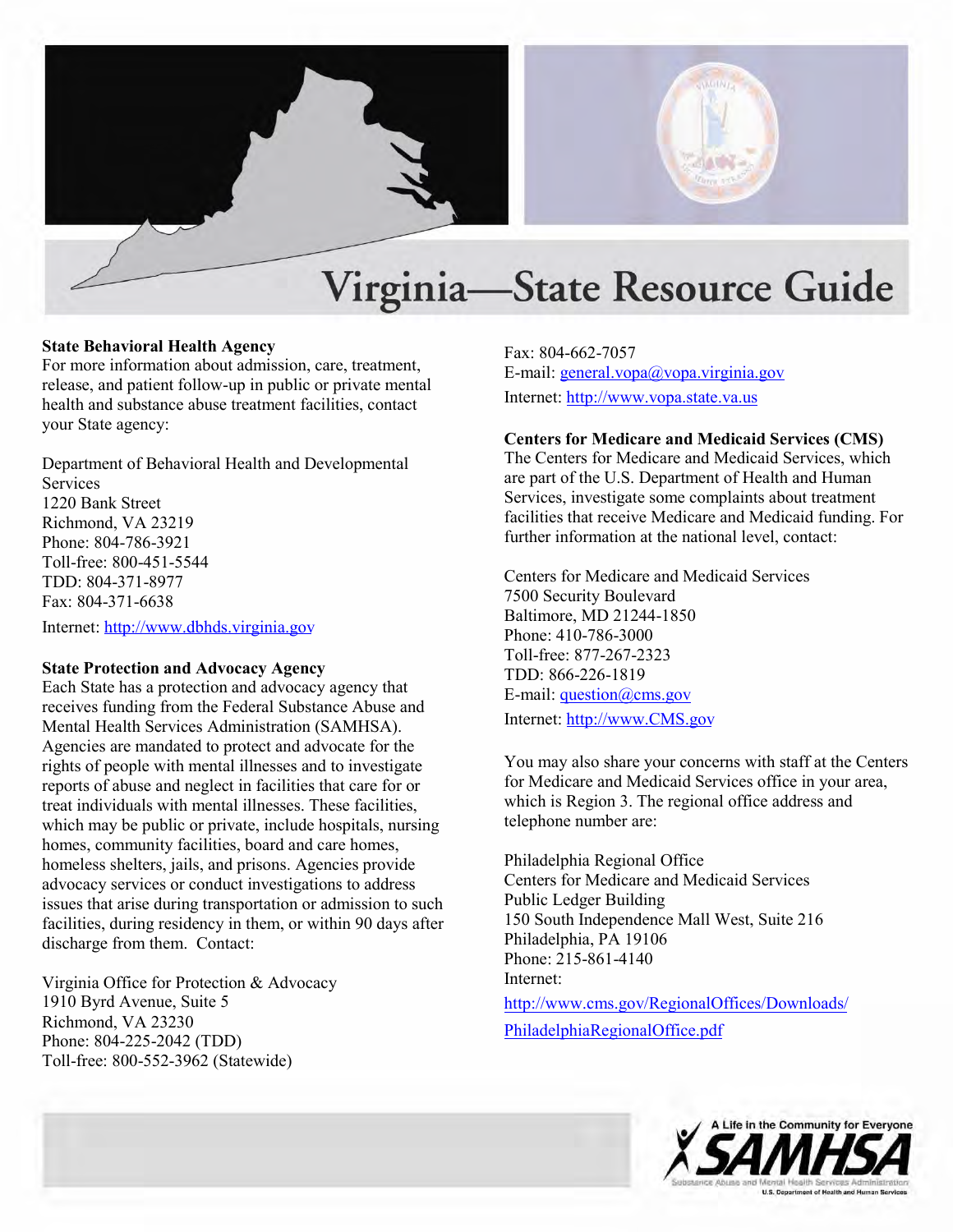# Virginia—State Resource Guide

**State Behavioral Health Agency**
For more information about admission, care, treatment, release, and patient follow-up in public or private mental health and substance abuse treatment facilities, contact your State agency:

Department of Behavioral Health and Developmental Services
1220 Bank Street
Richmond, VA 23219
Phone: 804-786-3921
Toll-free: 800-451-5544
TDD: 804-371-8977
Fax: 804-371-6638
Internet: http://www.dbhds.virginia.gov

**State Protection and Advocacy Agency**
Each State has a protection and advocacy agency that receives funding from the Federal Substance Abuse and Mental Health Services Administration (SAMHSA). Agencies are mandated to protect and advocate for the rights of people with mental illnesses and to investigate reports of abuse and neglect in facilities that care for or treat individuals with mental illnesses. These facilities, which may be public or private, include hospitals, nursing homes, community facilities, board and care homes, homeless shelters, jails, and prisons. Agencies provide advocacy services or conduct investigations to address issues that arise during transportation or admission to such facilities, during residency in them, or within 90 days after discharge from them. Contact:

Virginia Office for Protection & Advocacy
1910 Byrd Avenue, Suite 5
Richmond, VA 23230
Phone: 804-225-2042 (TDD)
Toll-free: 800-552-3962 (Statewide)
Fax: 804-662-7057
E-mail: general.vopa@vopa.virginia.gov
Internet: http://www.vopa.state.va.us

**Centers for Medicare and Medicaid Services (CMS)**
The Centers for Medicare and Medicaid Services, which are part of the U.S. Department of Health and Human Services, investigate some complaints about treatment facilities that receive Medicare and Medicaid funding. For further information at the national level, contact:

Centers for Medicare and Medicaid Services
7500 Security Boulevard
Baltimore, MD 21244-1850
Phone: 410-786-3000
Toll-free: 877-267-2323
TDD: 866-226-1819
E-mail: question@cms.gov
Internet: http://www.CMS.gov

You may also share your concerns with staff at the Centers for Medicare and Medicaid Services office in your area, which is Region 3. The regional office address and telephone number are:

Philadelphia Regional Office
Centers for Medicare and Medicaid Services
Public Ledger Building
150 South Independence Mall West, Suite 216
Philadelphia, PA 19106
Phone: 215-861-4140
Internet:
http://www.cms.gov/RegionalOffices/Downloads/PhiladelphiaRegionalOffice.pdf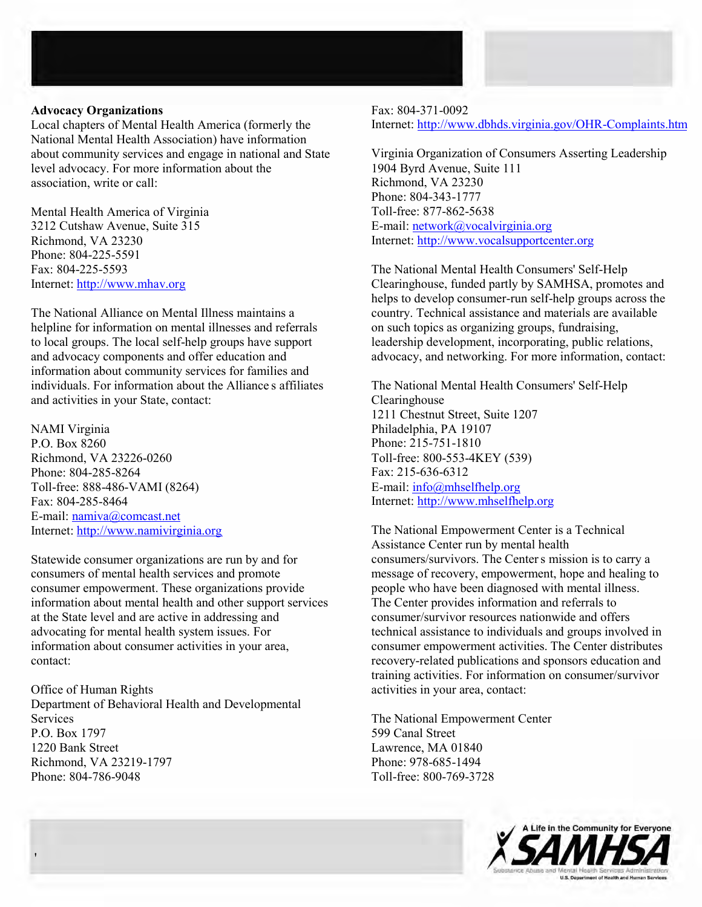**Advocacy Organizations**

Local chapters of Mental Health America (formerly the National Mental Health Association) have information about community services and engage in national and State level advocacy. For more information about the association, write or call:

Mental Health America of Virginia
3212 Cutshaw Avenue, Suite 315
Richmond, VA 23230
Phone: 804-225-5591
Fax: 804-225-5593
Internet: http://www.mhav.org

The National Alliance on Mental Illness maintains a helpline for information on mental illnesses and referrals to local groups. The local self-help groups have support and advocacy components and offer education and information about community services for families and individuals. For information about the Alliance s affiliates and activities in your State, contact:

NAMI Virginia
P.O. Box 8260
Richmond, VA 23226-0260
Phone: 804-285-8264
Toll-free: 888-486-VAMI (8264)
Fax: 804-285-8464
E-mail: namiva@comcast.net
Internet: http://www.namivirginia.org

Statewide consumer organizations are run by and for consumers of mental health services and promote consumer empowerment. These organizations provide information about mental health and other support services at the State level and are active in addressing and advocating for mental health system issues. For information about consumer activities in your area, contact:

Office of Human Rights
Department of Behavioral Health and Developmental Services
P.O. Box 1797
1220 Bank Street
Richmond, VA 23219-1797
Phone: 804-786-9048
Fax: 804-371-0092
Internet: http://www.dbhds.virginia.gov/OHR-Complaints.htm

Virginia Organization of Consumers Asserting Leadership
1904 Byrd Avenue, Suite 111
Richmond, VA 23230
Phone: 804-343-1777
Toll-free: 877-862-5638
E-mail: network@vocalvirginia.org
Internet: http://www.vocalsupportcenter.org

The National Mental Health Consumers' Self-Help Clearinghouse, funded partly by SAMHSA, promotes and helps to develop consumer-run self-help groups across the country. Technical assistance and materials are available on such topics as organizing groups, fundraising, leadership development, incorporating, public relations, advocacy, and networking. For more information, contact:

The National Mental Health Consumers' Self-Help Clearinghouse
1211 Chestnut Street, Suite 1207
Philadelphia, PA 19107
Phone: 215-751-1810
Toll-free: 800-553-4KEY (539)
Fax: 215-636-6312
E-mail: info@mhselfhelp.org
Internet: http://www.mhselfhelp.org

The National Empowerment Center is a Technical Assistance Center run by mental health consumers/survivors. The Center s mission is to carry a message of recovery, empowerment, hope and healing to people who have been diagnosed with mental illness. The Center provides information and referrals to consumer/survivor resources nationwide and offers technical assistance to individuals and groups involved in consumer empowerment activities. The Center distributes recovery-related publications and sponsors education and training activities. For information on consumer/survivor activities in your area, contact:

The National Empowerment Center
599 Canal Street
Lawrence, MA 01840
Phone: 978-685-1494
Toll-free: 800-769-3728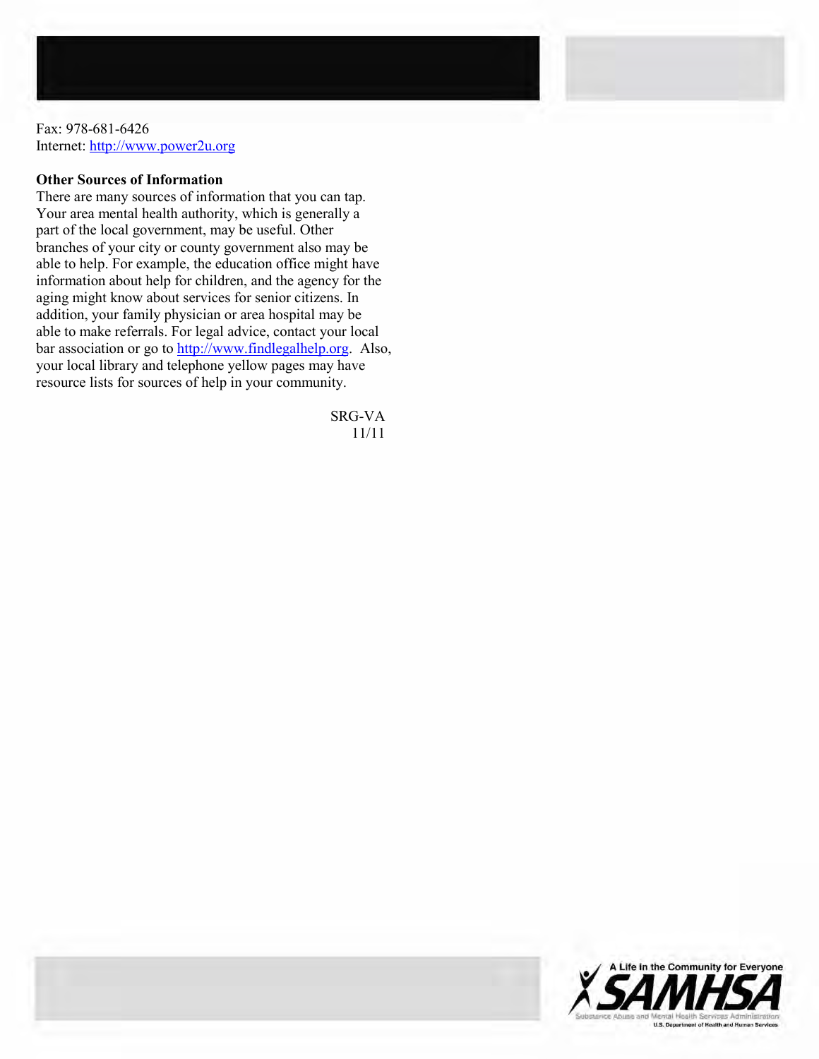Fax: 978-681-6426
Internet: http://www.power2u.org

**Other Sources of Information**

There are many sources of information that you can tap. Your area mental health authority, which is generally a part of the local government, may be useful. Other branches of your city or county government also may be able to help. For example, the education office might have information about help for children, and the agency for the aging might know about services for senior citizens. In addition, your family physician or area hospital may be able to make referrals. For legal advice, contact your local bar association or go to http://www.findlegalhelp.org. Also, your local library and telephone yellow pages may have resource lists for sources of help in your community.

SRG-VA
11/11

A Life in the Community for Everyone
SAMHSA
Substance Abuse and Mental Health Services Administration
U.S. Department of Health and Human Services